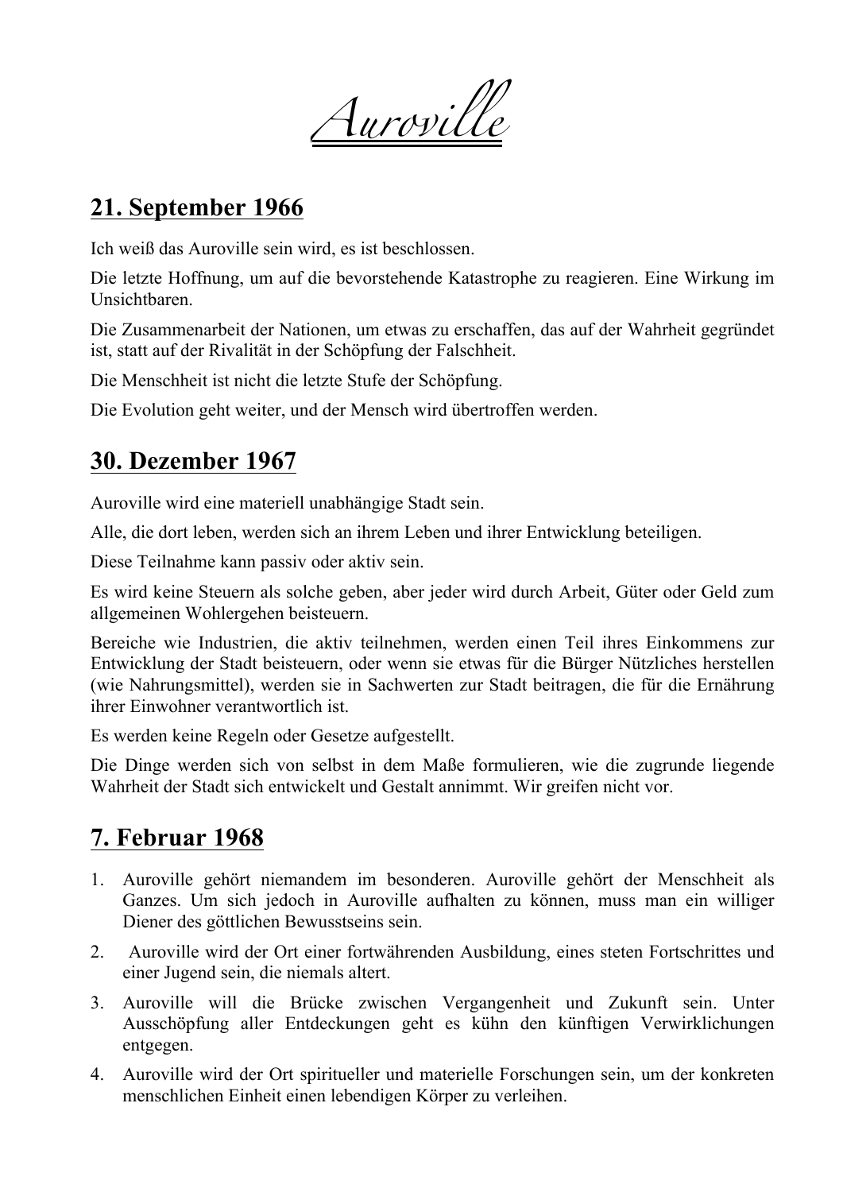# Auroville

## 21. September 1966

Ich weiß das Auroville sein wird, es ist beschlossen.

Die letzte Hoffnung, um auf die bevorstehende Katastrophe zu reagieren. Eine Wirkung im Unsichtbaren.

Die Zusammenarbeit der Nationen, um etwas zu erschaffen, das auf der Wahrheit gegründet ist, statt auf der Rivalität in der Schöpfung der Falschheit.

Die Menschheit ist nicht die letzte Stufe der Schöpfung.

Die Evolution geht weiter, und der Mensch wird übertroffen werden.

## 30. Dezember 1967

Auroville wird eine materiell unabhängige Stadt sein.

Alle, die dort leben, werden sich an ihrem Leben und ihrer Entwicklung beteiligen.

Diese Teilnahme kann passiv oder aktiv sein.

Es wird keine Steuern als solche geben, aber jeder wird durch Arbeit, Güter oder Geld zum allgemeinen Wohlergehen beisteuern.

Bereiche wie Industrien, die aktiv teilnehmen, werden einen Teil ihres Einkommens zur Entwicklung der Stadt beisteuern, oder wenn sie etwas für die Bürger Nützliches herstellen (wie Nahrungsmittel), werden sie in Sachwerten zur Stadt beitragen, die für die Ernährung ihrer Einwohner verantwortlich ist.

Es werden keine Regeln oder Gesetze aufgestellt.

Die Dinge werden sich von selbst in dem Maße formulieren, wie die zugrunde liegende Wahrheit der Stadt sich entwickelt und Gestalt annimmt. Wir greifen nicht vor.

## 7. Februar 1968

1. Auroville gehört niemandem im besonderen. Auroville gehört der Menschheit als Ganzes. Um sich jedoch in Auroville aufhalten zu können, muss man ein williger Diener des göttlichen Bewusstseins sein.
2. Auroville wird der Ort einer fortwährenden Ausbildung, eines steten Fortschrittes und einer Jugend sein, die niemals altert.
3. Auroville will die Brücke zwischen Vergangenheit und Zukunft sein. Unter Ausschöpfung aller Entdeckungen geht es kühn den künftigen Verwirklichungen entgegen.
4. Auroville wird der Ort spiritueller und materielle Forschungen sein, um der konkreten menschlichen Einheit einen lebendigen Körper zu verleihen.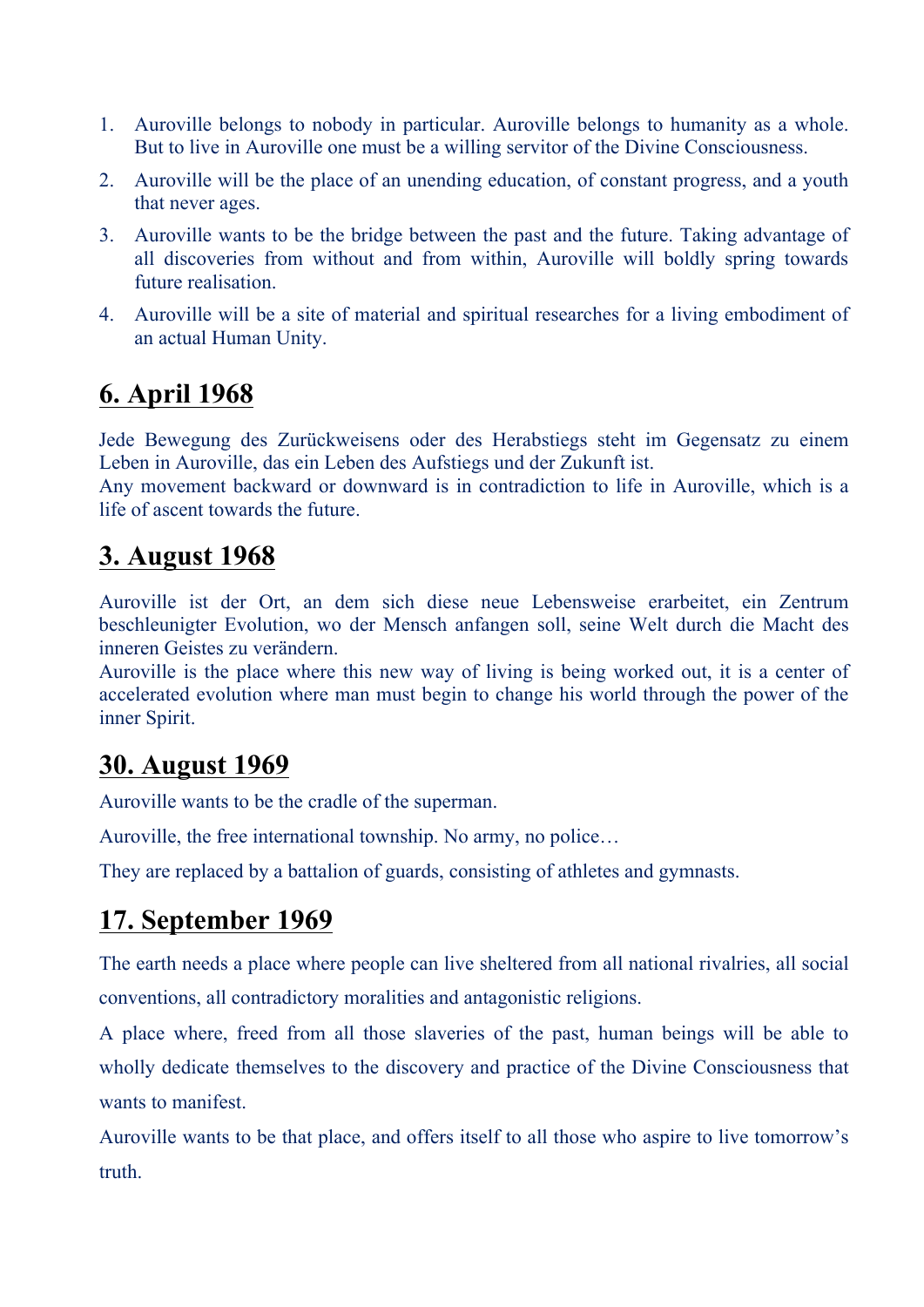1. Auroville belongs to nobody in particular. Auroville belongs to humanity as a whole. But to live in Auroville one must be a willing servitor of the Divine Consciousness.
2. Auroville will be the place of an unending education, of constant progress, and a youth that never ages.
3. Auroville wants to be the bridge between the past and the future. Taking advantage of all discoveries from without and from within, Auroville will boldly spring towards future realisation.
4. Auroville will be a site of material and spiritual researches for a living embodiment of an actual Human Unity.

## 6. April 1968

Jede Bewegung des Zurückweisens oder des Herabstiegs steht im Gegensatz zu einem Leben in Auroville, das ein Leben des Aufstiegs und der Zukunft ist.
Any movement backward or downward is in contradiction to life in Auroville, which is a life of ascent towards the future.

## 3. August 1968

Auroville ist der Ort, an dem sich diese neue Lebensweise erarbeitet, ein Zentrum beschleunigter Evolution, wo der Mensch anfangen soll, seine Welt durch die Macht des inneren Geistes zu verändern.
Auroville is the place where this new way of living is being worked out, it is a center of accelerated evolution where man must begin to change his world through the power of the inner Spirit.

## 30. August 1969

Auroville wants to be the cradle of the superman.

Auroville, the free international township. No army, no police…

They are replaced by a battalion of guards, consisting of athletes and gymnasts.

## 17. September 1969

The earth needs a place where people can live sheltered from all national rivalries, all social conventions, all contradictory moralities and antagonistic religions.

A place where, freed from all those slaveries of the past, human beings will be able to wholly dedicate themselves to the discovery and practice of the Divine Consciousness that wants to manifest.

Auroville wants to be that place, and offers itself to all those who aspire to live tomorrow's truth.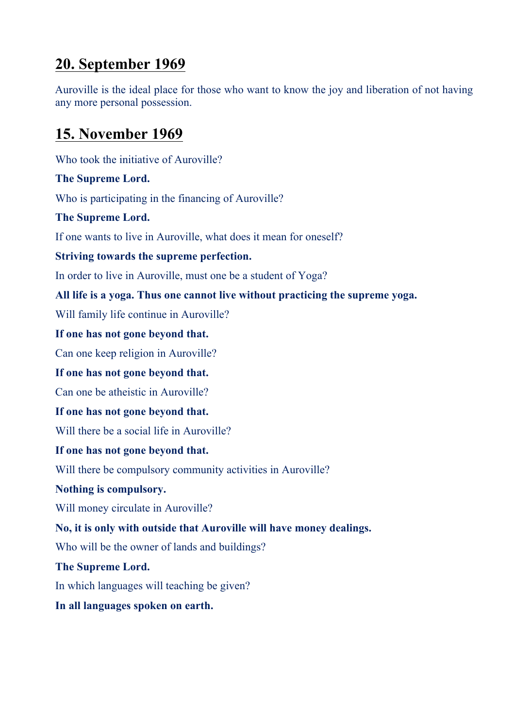## 20. September 1969

Auroville is the ideal place for those who want to know the joy and liberation of not having any more personal possession.

## 15. November 1969

Who took the initiative of Auroville?

**The Supreme Lord.**

Who is participating in the financing of Auroville?

**The Supreme Lord.**

If one wants to live in Auroville, what does it mean for oneself?

**Striving towards the supreme perfection.**

In order to live in Auroville, must one be a student of Yoga?

**All life is a yoga. Thus one cannot live without practicing the supreme yoga.**

Will family life continue in Auroville?

**If one has not gone beyond that.**

Can one keep religion in Auroville?

**If one has not gone beyond that.**

Can one be atheistic in Auroville?

**If one has not gone beyond that.**

Will there be a social life in Auroville?

**If one has not gone beyond that.**

Will there be compulsory community activities in Auroville?

**Nothing is compulsory.**

Will money circulate in Auroville?

**No, it is only with outside that Auroville will have money dealings.**

Who will be the owner of lands and buildings?

**The Supreme Lord.**

In which languages will teaching be given?

**In all languages spoken on earth.**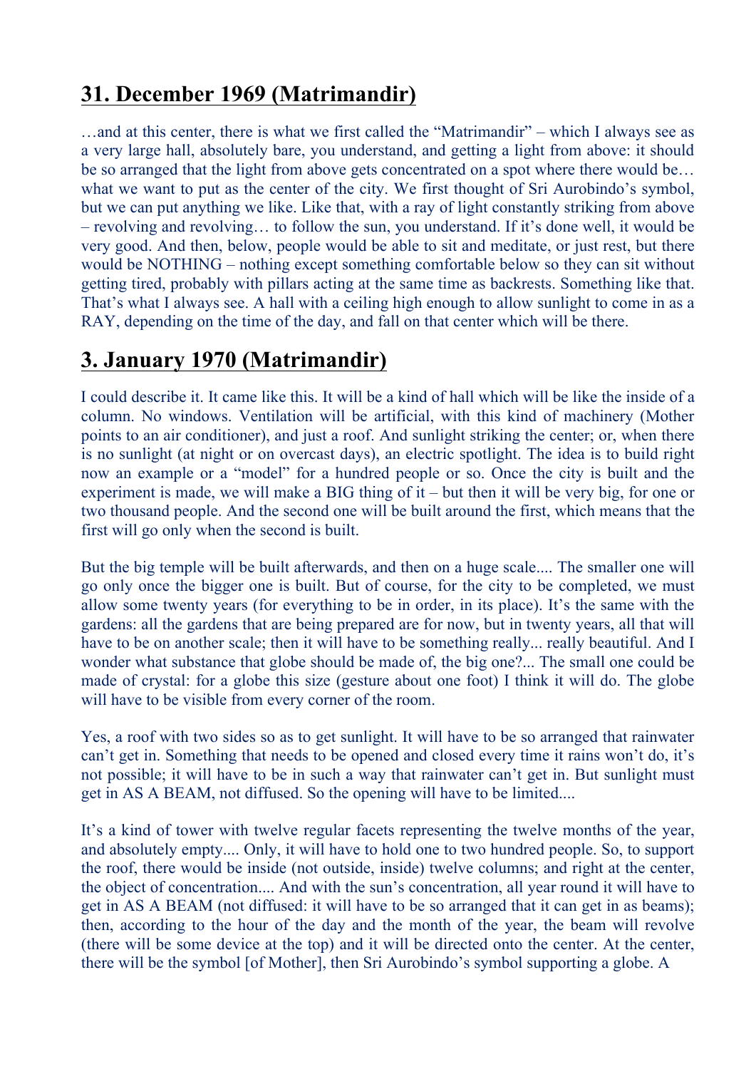## 31. December 1969 (Matrimandir)

…and at this center, there is what we first called the "Matrimandir" – which I always see as a very large hall, absolutely bare, you understand, and getting a light from above: it should be so arranged that the light from above gets concentrated on a spot where there would be… what we want to put as the center of the city. We first thought of Sri Aurobindo's symbol, but we can put anything we like. Like that, with a ray of light constantly striking from above – revolving and revolving… to follow the sun, you understand. If it's done well, it would be very good. And then, below, people would be able to sit and meditate, or just rest, but there would be NOTHING – nothing except something comfortable below so they can sit without getting tired, probably with pillars acting at the same time as backrests. Something like that. That's what I always see. A hall with a ceiling high enough to allow sunlight to come in as a RAY, depending on the time of the day, and fall on that center which will be there.

## 3. January 1970 (Matrimandir)

I could describe it. It came like this. It will be a kind of hall which will be like the inside of a column. No windows. Ventilation will be artificial, with this kind of machinery (Mother points to an air conditioner), and just a roof. And sunlight striking the center; or, when there is no sunlight (at night or on overcast days), an electric spotlight. The idea is to build right now an example or a "model" for a hundred people or so. Once the city is built and the experiment is made, we will make a BIG thing of it – but then it will be very big, for one or two thousand people. And the second one will be built around the first, which means that the first will go only when the second is built.

But the big temple will be built afterwards, and then on a huge scale.... The smaller one will go only once the bigger one is built. But of course, for the city to be completed, we must allow some twenty years (for everything to be in order, in its place). It's the same with the gardens: all the gardens that are being prepared are for now, but in twenty years, all that will have to be on another scale; then it will have to be something really... really beautiful. And I wonder what substance that globe should be made of, the big one?... The small one could be made of crystal: for a globe this size (gesture about one foot) I think it will do. The globe will have to be visible from every corner of the room.

Yes, a roof with two sides so as to get sunlight. It will have to be so arranged that rainwater can't get in. Something that needs to be opened and closed every time it rains won't do, it's not possible; it will have to be in such a way that rainwater can't get in. But sunlight must get in AS A BEAM, not diffused. So the opening will have to be limited....

It's a kind of tower with twelve regular facets representing the twelve months of the year, and absolutely empty.... Only, it will have to hold one to two hundred people. So, to support the roof, there would be inside (not outside, inside) twelve columns; and right at the center, the object of concentration.... And with the sun's concentration, all year round it will have to get in AS A BEAM (not diffused: it will have to be so arranged that it can get in as beams); then, according to the hour of the day and the month of the year, the beam will revolve (there will be some device at the top) and it will be directed onto the center. At the center, there will be the symbol [of Mother], then Sri Aurobindo's symbol supporting a globe. A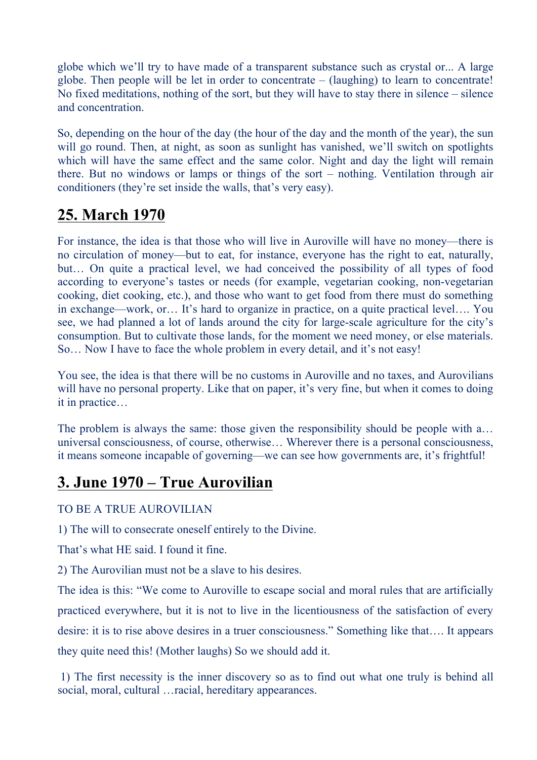globe which we'll try to have made of a transparent substance such as crystal or... A large globe. Then people will be let in order to concentrate – (laughing) to learn to concentrate! No fixed meditations, nothing of the sort, but they will have to stay there in silence – silence and concentration.

So, depending on the hour of the day (the hour of the day and the month of the year), the sun will go round. Then, at night, as soon as sunlight has vanished, we'll switch on spotlights which will have the same effect and the same color. Night and day the light will remain there. But no windows or lamps or things of the sort – nothing. Ventilation through air conditioners (they're set inside the walls, that's very easy).

## 25. March 1970

For instance, the idea is that those who will live in Auroville will have no money—there is no circulation of money—but to eat, for instance, everyone has the right to eat, naturally, but… On quite a practical level, we had conceived the possibility of all types of food according to everyone's tastes or needs (for example, vegetarian cooking, non-vegetarian cooking, diet cooking, etc.), and those who want to get food from there must do something in exchange—work, or… It's hard to organize in practice, on a quite practical level…. You see, we had planned a lot of lands around the city for large-scale agriculture for the city's consumption. But to cultivate those lands, for the moment we need money, or else materials. So… Now I have to face the whole problem in every detail, and it's not easy!

You see, the idea is that there will be no customs in Auroville and no taxes, and Aurovilians will have no personal property. Like that on paper, it's very fine, but when it comes to doing it in practice…

The problem is always the same: those given the responsibility should be people with a… universal consciousness, of course, otherwise… Wherever there is a personal consciousness, it means someone incapable of governing—we can see how governments are, it's frightful!

## 3. June 1970 – True Aurovilian

TO BE A TRUE AUROVILIAN

1) The will to consecrate oneself entirely to the Divine.

That's what HE said. I found it fine.

2) The Aurovilian must not be a slave to his desires.

The idea is this: "We come to Auroville to escape social and moral rules that are artificially practiced everywhere, but it is not to live in the licentiousness of the satisfaction of every desire: it is to rise above desires in a truer consciousness." Something like that…. It appears they quite need this! (Mother laughs) So we should add it.

1) The first necessity is the inner discovery so as to find out what one truly is behind all social, moral, cultural …racial, hereditary appearances.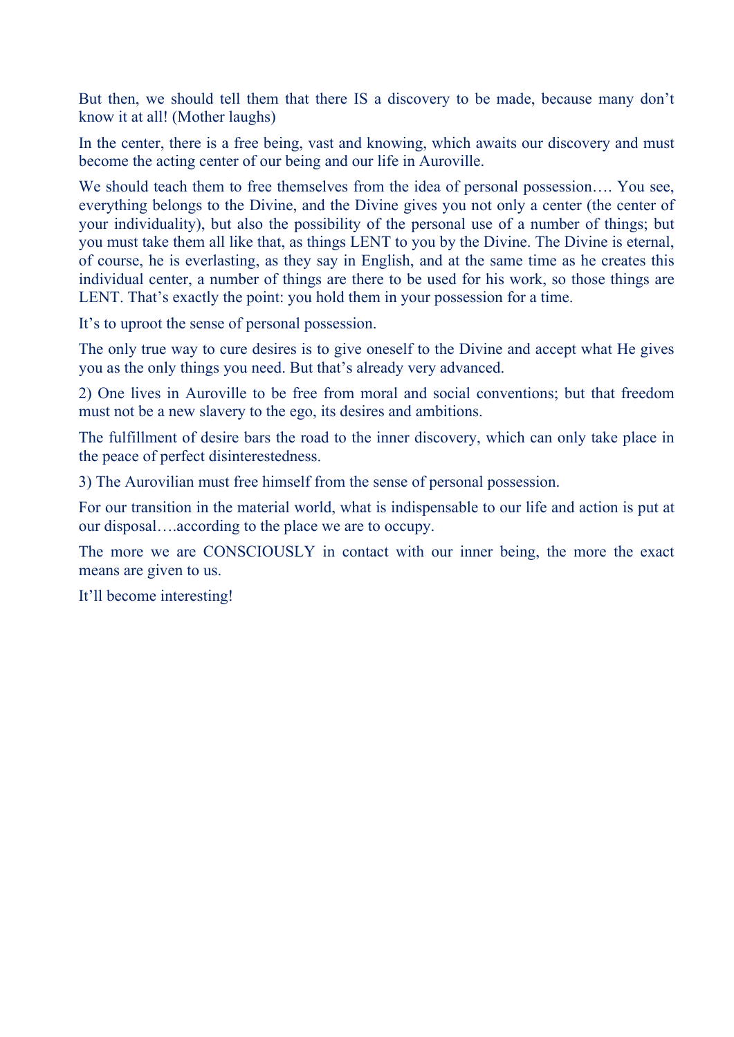But then, we should tell them that there IS a discovery to be made, because many don't know it at all! (Mother laughs)

In the center, there is a free being, vast and knowing, which awaits our discovery and must become the acting center of our being and our life in Auroville.

We should teach them to free themselves from the idea of personal possession…. You see, everything belongs to the Divine, and the Divine gives you not only a center (the center of your individuality), but also the possibility of the personal use of a number of things; but you must take them all like that, as things LENT to you by the Divine. The Divine is eternal, of course, he is everlasting, as they say in English, and at the same time as he creates this individual center, a number of things are there to be used for his work, so those things are LENT. That's exactly the point: you hold them in your possession for a time.

It's to uproot the sense of personal possession.

The only true way to cure desires is to give oneself to the Divine and accept what He gives you as the only things you need. But that's already very advanced.

2) One lives in Auroville to be free from moral and social conventions; but that freedom must not be a new slavery to the ego, its desires and ambitions.

The fulfillment of desire bars the road to the inner discovery, which can only take place in the peace of perfect disinterestedness.

3) The Aurovilian must free himself from the sense of personal possession.

For our transition in the material world, what is indispensable to our life and action is put at our disposal….according to the place we are to occupy.

The more we are CONSCIOUSLY in contact with our inner being, the more the exact means are given to us.

It'll become interesting!